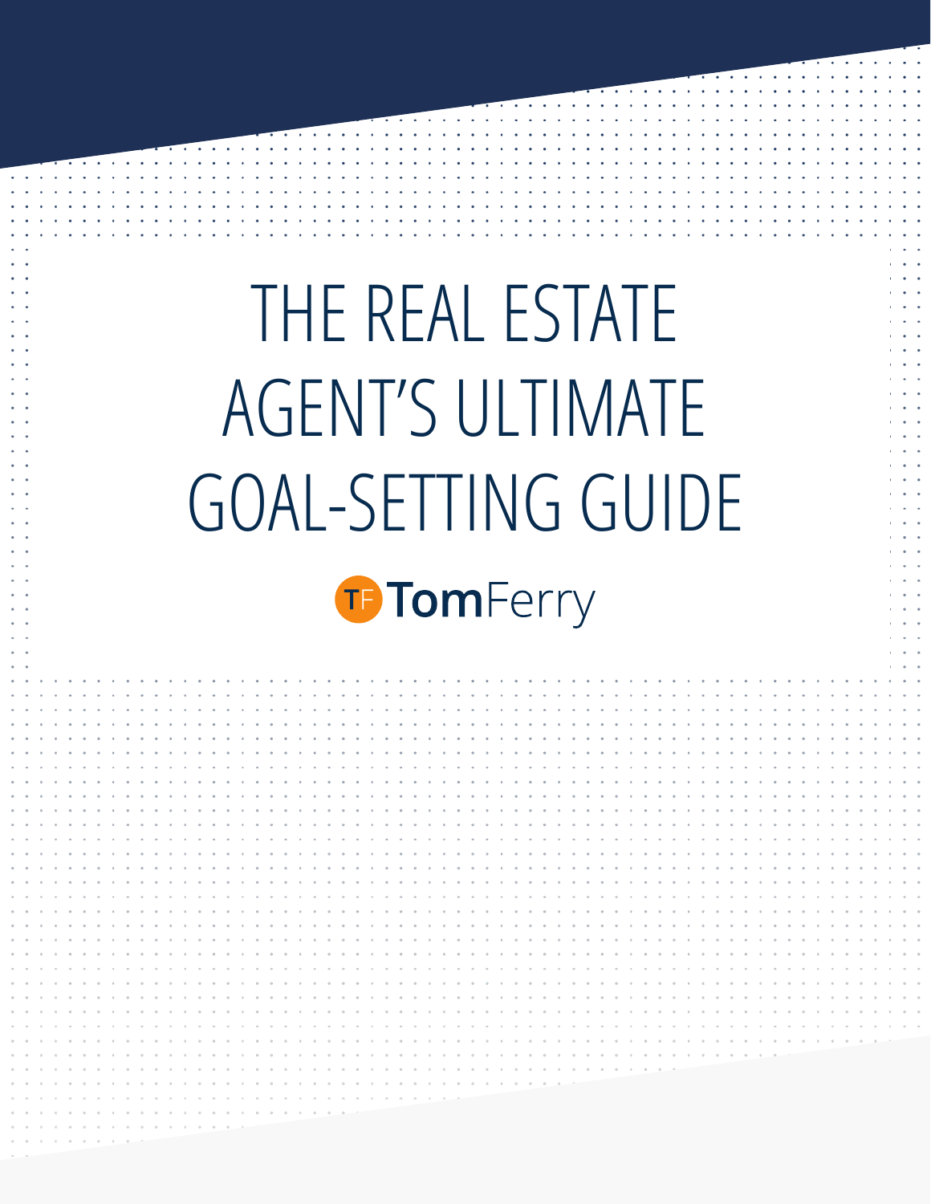# THE REAL ESTATE AGENT'S ULTIMATE GOAL-SETTING GUIDE

TomFerry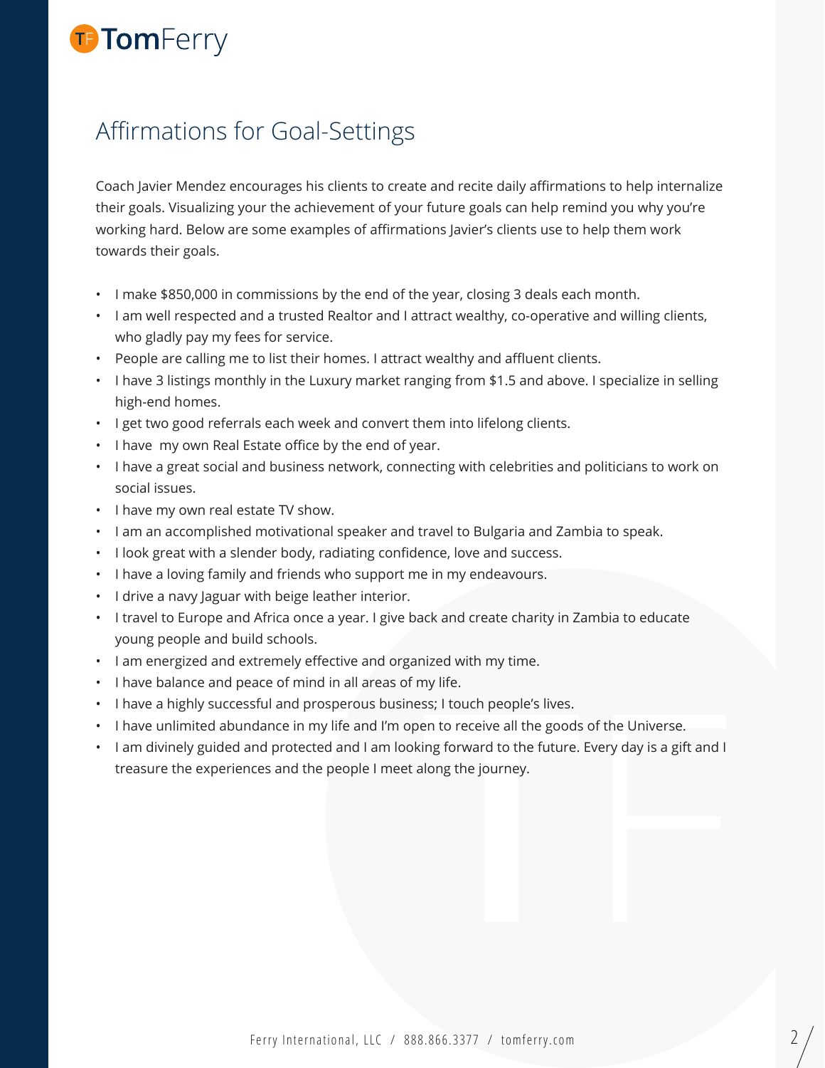# Affirmations for Goal-Settings

Coach Javier Mendez encourages his clients to create and recite daily affirmations to help internalize their goals. Visualizing your the achievement of your future goals can help remind you why you're working hard. Below are some examples of affirmations Javier's clients use to help them work towards their goals.

- I make $850,000 in commissions by the end of the year, closing 3 deals each month.
- I am well respected and a trusted Realtor and I attract wealthy, co-operative and willing clients, who gladly pay my fees for service.
- People are calling me to list their homes. I attract wealthy and affluent clients.
- I have 3 listings monthly in the Luxury market ranging from $1.5 and above. I specialize in selling high-end homes.
- I get two good referrals each week and convert them into lifelong clients.
- I have my own Real Estate office by the end of year.
- I have a great social and business network, connecting with celebrities and politicians to work on social issues.
- I have my own real estate TV show.
- I am an accomplished motivational speaker and travel to Bulgaria and Zambia to speak.
- I look great with a slender body, radiating confidence, love and success.
- I have a loving family and friends who support me in my endeavours.
- I drive a navy Jaguar with beige leather interior.
- I travel to Europe and Africa once a year. I give back and create charity in Zambia to educate young people and build schools.
- I am energized and extremely effective and organized with my time.
- I have balance and peace of mind in all areas of my life.
- I have a highly successful and prosperous business; I touch people's lives.
- I have unlimited abundance in my life and I'm open to receive all the goods of the Universe.
- I am divinely guided and protected and I am looking forward to the future. Every day is a gift and I treasure the experiences and the people I meet along the journey.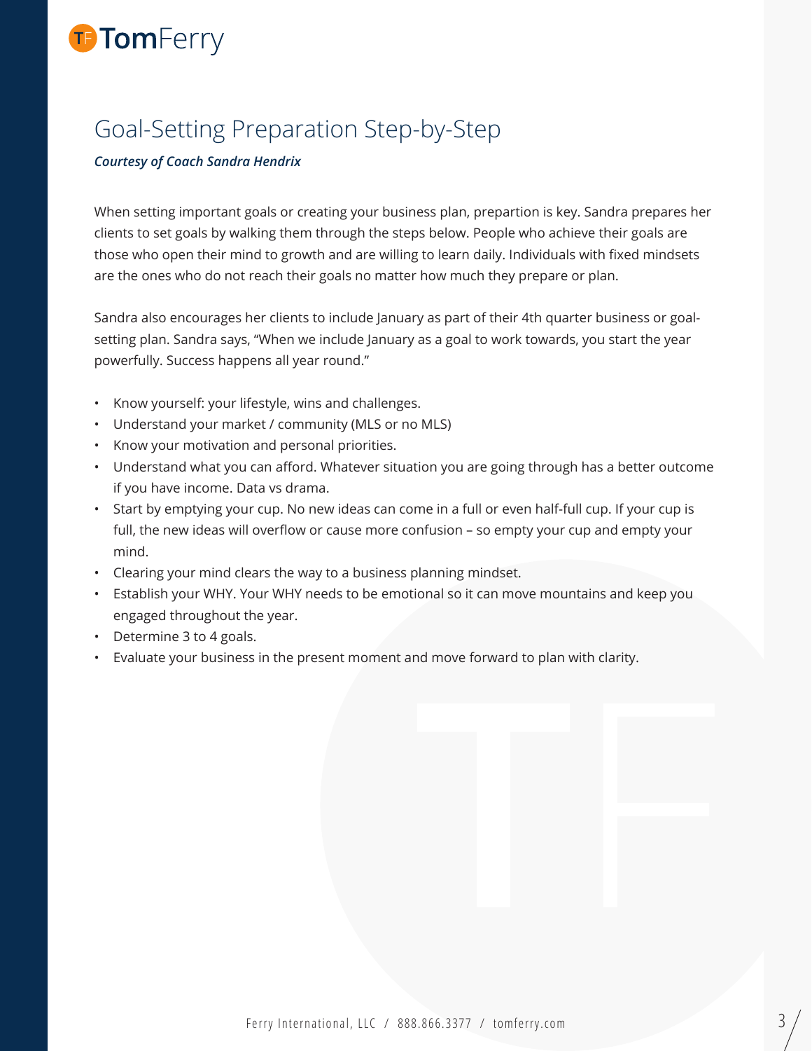# Goal-Setting Preparation Step-by-Step

***Courtesy of Coach Sandra Hendrix***

When setting important goals or creating your business plan, prepartion is key. Sandra prepares her clients to set goals by walking them through the steps below. People who achieve their goals are those who open their mind to growth and are willing to learn daily. Individuals with fixed mindsets are the ones who do not reach their goals no matter how much they prepare or plan.

Sandra also encourages her clients to include January as part of their 4th quarter business or goal-setting plan. Sandra says, "When we include January as a goal to work towards, you start the year powerfully. Success happens all year round."

- Know yourself: your lifestyle, wins and challenges.
- Understand your market / community (MLS or no MLS)
- Know your motivation and personal priorities.
- Understand what you can afford. Whatever situation you are going through has a better outcome if you have income. Data vs drama.
- Start by emptying your cup. No new ideas can come in a full or even half-full cup. If your cup is full, the new ideas will overflow or cause more confusion – so empty your cup and empty your mind.
- Clearing your mind clears the way to a business planning mindset.
- Establish your WHY. Your WHY needs to be emotional so it can move mountains and keep you engaged throughout the year.
- Determine 3 to 4 goals.
- Evaluate your business in the present moment and move forward to plan with clarity.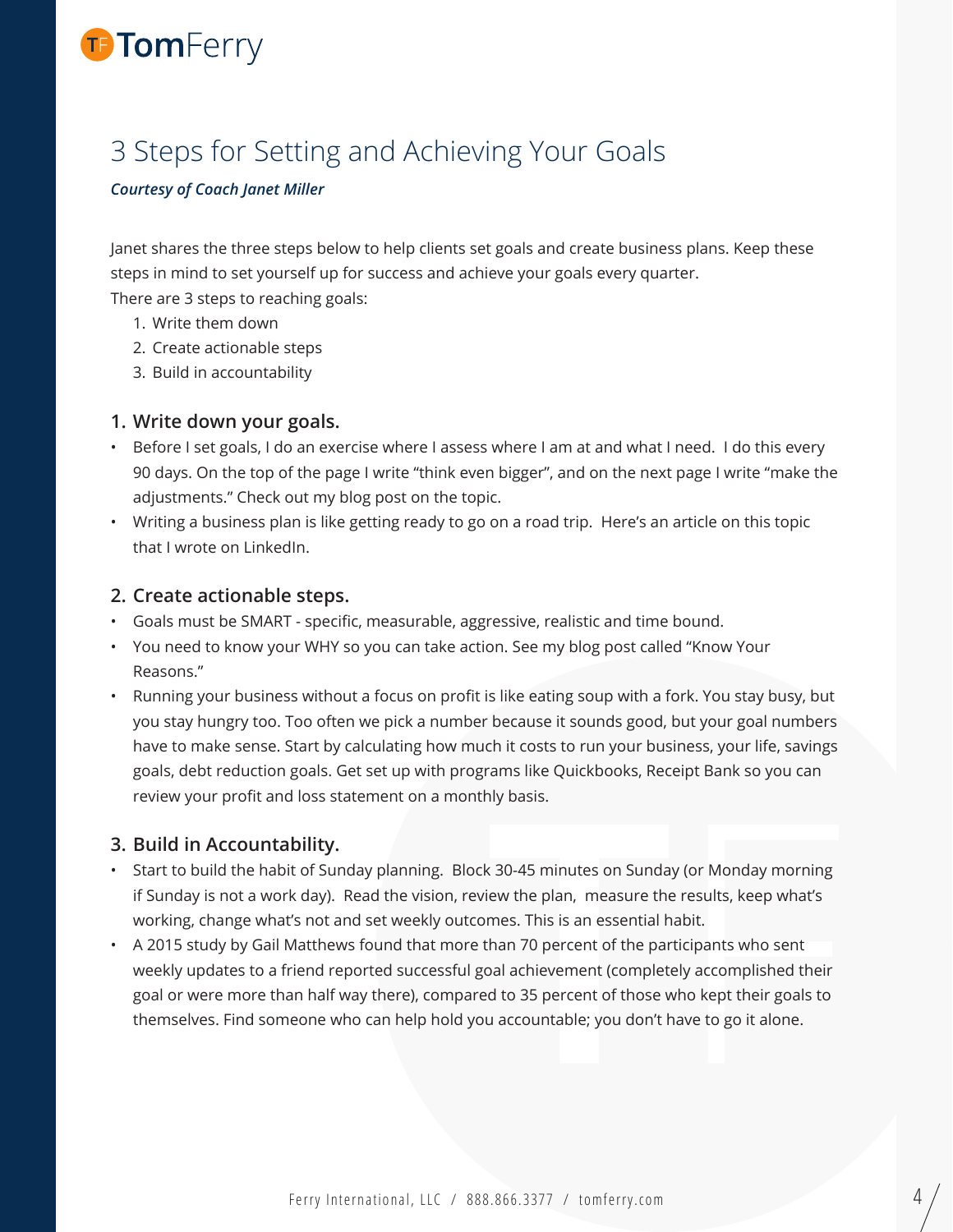# 3 Steps for Setting and Achieving Your Goals

***Courtesy of Coach Janet Miller***

Janet shares the three steps below to help clients set goals and create business plans. Keep these steps in mind to set yourself up for success and achieve your goals every quarter.

There are 3 steps to reaching goals:

1. Write them down
2. Create actionable steps
3. Build in accountability

## 1. Write down your goals.

- Before I set goals, I do an exercise where I assess where I am at and what I need. I do this every 90 days. On the top of the page I write "think even bigger", and on the next page I write "make the adjustments." Check out my blog post on the topic.
- Writing a business plan is like getting ready to go on a road trip. Here's an article on this topic that I wrote on LinkedIn.

## 2. Create actionable steps.

- Goals must be SMART - specific, measurable, aggressive, realistic and time bound.
- You need to know your WHY so you can take action. See my blog post called "Know Your Reasons."
- Running your business without a focus on profit is like eating soup with a fork. You stay busy, but you stay hungry too. Too often we pick a number because it sounds good, but your goal numbers have to make sense. Start by calculating how much it costs to run your business, your life, savings goals, debt reduction goals. Get set up with programs like Quickbooks, Receipt Bank so you can review your profit and loss statement on a monthly basis.

## 3. Build in Accountability.

- Start to build the habit of Sunday planning. Block 30-45 minutes on Sunday (or Monday morning if Sunday is not a work day). Read the vision, review the plan, measure the results, keep what's working, change what's not and set weekly outcomes. This is an essential habit.
- A 2015 study by Gail Matthews found that more than 70 percent of the participants who sent weekly updates to a friend reported successful goal achievement (completely accomplished their goal or were more than half way there), compared to 35 percent of those who kept their goals to themselves. Find someone who can help hold you accountable; you don't have to go it alone.